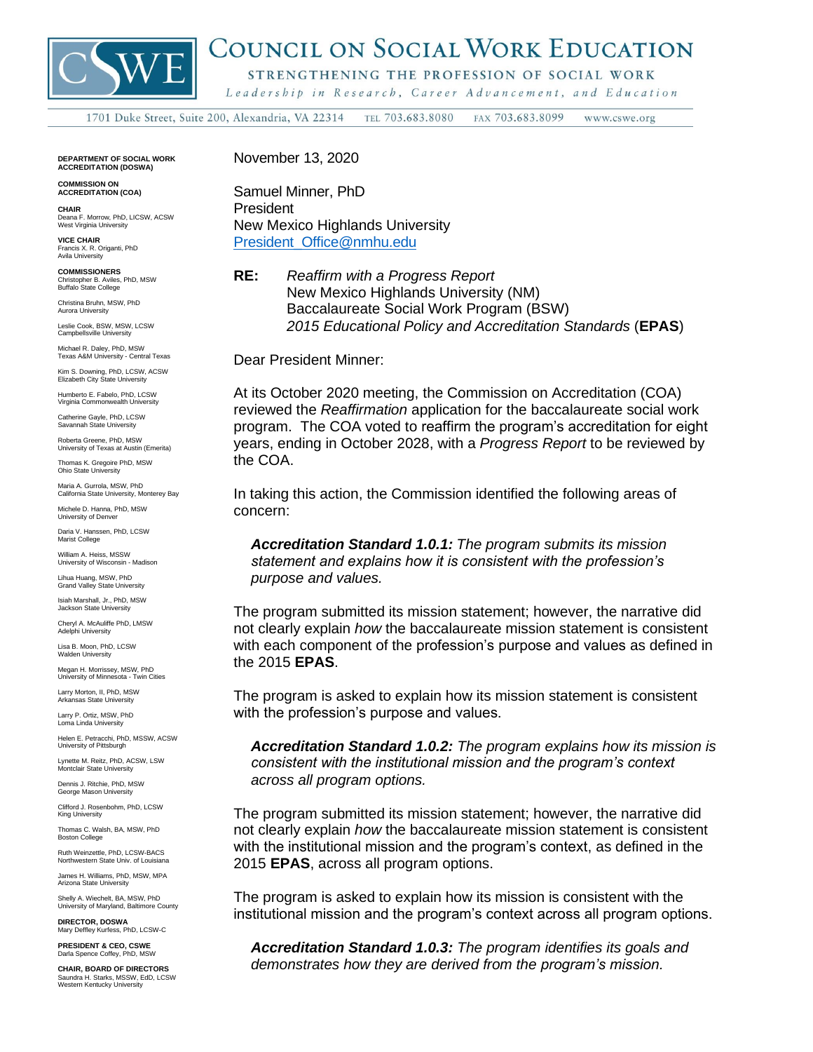# Council on Social Work Education

STRENGTHENING THE PROFESSION OF SOCIAL WORK

*Leadership in Research, Career Advancement, and Education*

1701 Duke Street, Suite 200, Alexandria, VA 22314 TEL 703.683.8080 FAX 703.683.8099 www.cswe.org

**DEPARTMENT OF SOCIAL WORK ACCREDITATION (DOSWA)**

**COMMISSION ON ACCREDITATION (COA)**

**CHAIR**
Deana F. Morrow, PhD, LICSW, ACSW
West Virginia University

**VICE CHAIR**
Francis X. R. Origanti, PhD
Avila University

**COMMISSIONERS**
Christopher B. Aviles, PhD, MSW
Buffalo State College

Christina Bruhn, MSW, PhD
Aurora University

Leslie Cook, BSW, MSW, LCSW
Campbellsville University

Michael R. Daley, PhD, MSW
Texas A&M University - Central Texas

Kim S. Downing, PhD, LCSW, ACSW
Elizabeth City State University

Humberto E. Fabelo, PhD, LCSW
Virginia Commonwealth University

Catherine Gayle, PhD, LCSW
Savannah State University

Roberta Greene, PhD, MSW
University of Texas at Austin (Emerita)

Thomas K. Gregoire PhD, MSW
Ohio State University

Maria A. Gurrola, MSW, PhD
California State University, Monterey Bay

Michele D. Hanna, PhD, MSW
University of Denver

Daria V. Hanssen, PhD, LCSW
Marist College

William A. Heiss, MSSW
University of Wisconsin - Madison

Lihua Huang, MSW, PhD
Grand Valley State University

Isiah Marshall, Jr., PhD, MSW
Jackson State University

Cheryl A. McAuliffe PhD, LMSW
Adelphi University

Lisa B. Moon, PhD, LCSW
Walden University

Megan H. Morrissey, MSW, PhD
University of Minnesota - Twin Cities

Larry Morton, II, PhD, MSW
Arkansas State University

Larry P. Ortiz, MSW, PhD
Loma Linda University

Helen E. Petracchi, PhD, MSSW, ACSW
University of Pittsburgh

Lynette M. Reitz, PhD, ACSW, LSW
Montclair State University

Dennis J. Ritchie, PhD, MSW
George Mason University

Clifford J. Rosenbohm, PhD, LCSW
King University

Thomas C. Walsh, BA, MSW, PhD
Boston College

Ruth Weinzettle, PhD, LCSW-BACS
Northwestern State Univ. of Louisiana

James H. Williams, PhD, MSW, MPA
Arizona State University

Shelly A. Wiechelt, BA, MSW, PhD
University of Maryland, Baltimore County

**DIRECTOR, DOSWA**
Mary Deffley Kurfess, PhD, LCSW-C

**PRESIDENT & CEO, CSWE**
Darla Spence Coffey, PhD, MSW

**CHAIR, BOARD OF DIRECTORS**
Saundra H. Starks, MSSW, EdD, LCSW
Western Kentucky University

---

November 13, 2020

Samuel Minner, PhD
President
New Mexico Highlands University
President_Office@nmhu.edu

**RE:** *Reaffirm with a Progress Report*
New Mexico Highlands University (NM)
Baccalaureate Social Work Program (BSW)
*2015 Educational Policy and Accreditation Standards* (**EPAS**)

Dear President Minner:

At its October 2020 meeting, the Commission on Accreditation (COA) reviewed the *Reaffirmation* application for the baccalaureate social work program. The COA voted to reaffirm the program's accreditation for eight years, ending in October 2028, with a *Progress Report* to be reviewed by the COA.

In taking this action, the Commission identified the following areas of concern:

> ***Accreditation Standard 1.0.1:*** *The program submits its mission statement and explains how it is consistent with the profession's purpose and values.*

The program submitted its mission statement; however, the narrative did not clearly explain *how* the baccalaureate mission statement is consistent with each component of the profession's purpose and values as defined in the 2015 **EPAS**.

The program is asked to explain how its mission statement is consistent with the profession's purpose and values.

> ***Accreditation Standard 1.0.2:*** *The program explains how its mission is consistent with the institutional mission and the program's context across all program options.*

The program submitted its mission statement; however, the narrative did not clearly explain *how* the baccalaureate mission statement is consistent with the institutional mission and the program's context, as defined in the 2015 **EPAS**, across all program options.

The program is asked to explain how its mission is consistent with the institutional mission and the program's context across all program options.

> ***Accreditation Standard 1.0.3:*** *The program identifies its goals and demonstrates how they are derived from the program's mission.*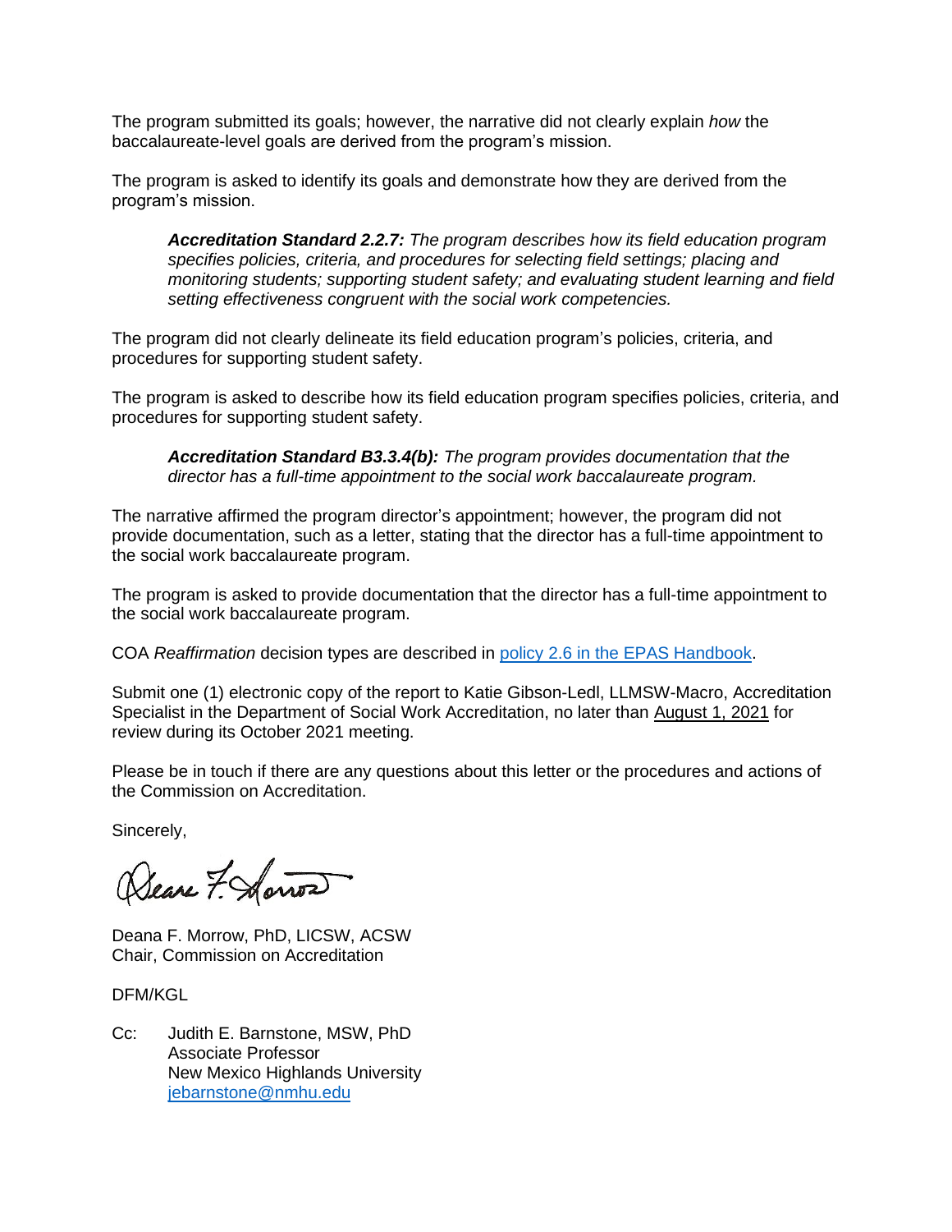The program submitted its goals; however, the narrative did not clearly explain *how* the baccalaureate-level goals are derived from the program's mission.

The program is asked to identify its goals and demonstrate how they are derived from the program's mission.

> ***Accreditation Standard 2.2.7:*** *The program describes how its field education program specifies policies, criteria, and procedures for selecting field settings; placing and monitoring students; supporting student safety; and evaluating student learning and field setting effectiveness congruent with the social work competencies.*

The program did not clearly delineate its field education program's policies, criteria, and procedures for supporting student safety.

The program is asked to describe how its field education program specifies policies, criteria, and procedures for supporting student safety.

> ***Accreditation Standard B3.3.4(b):*** *The program provides documentation that the director has a full-time appointment to the social work baccalaureate program.*

The narrative affirmed the program director's appointment; however, the program did not provide documentation, such as a letter, stating that the director has a full-time appointment to the social work baccalaureate program.

The program is asked to provide documentation that the director has a full-time appointment to the social work baccalaureate program.

COA *Reaffirmation* decision types are described in [policy 2.6 in the EPAS Handbook](policy 2.6 in the EPAS Handbook).

Submit one (1) electronic copy of the report to Katie Gibson-Ledl, LLMSW-Macro, Accreditation Specialist in the Department of Social Work Accreditation, no later than August 1, 2021 for review during its October 2021 meeting.

Please be in touch if there are any questions about this letter or the procedures and actions of the Commission on Accreditation.

Sincerely,

Deana F. Morrow, PhD, LICSW, ACSW
Chair, Commission on Accreditation

DFM/KGL

Cc: Judith E. Barnstone, MSW, PhD
Associate Professor
New Mexico Highlands University
jebarnstone@nmhu.edu